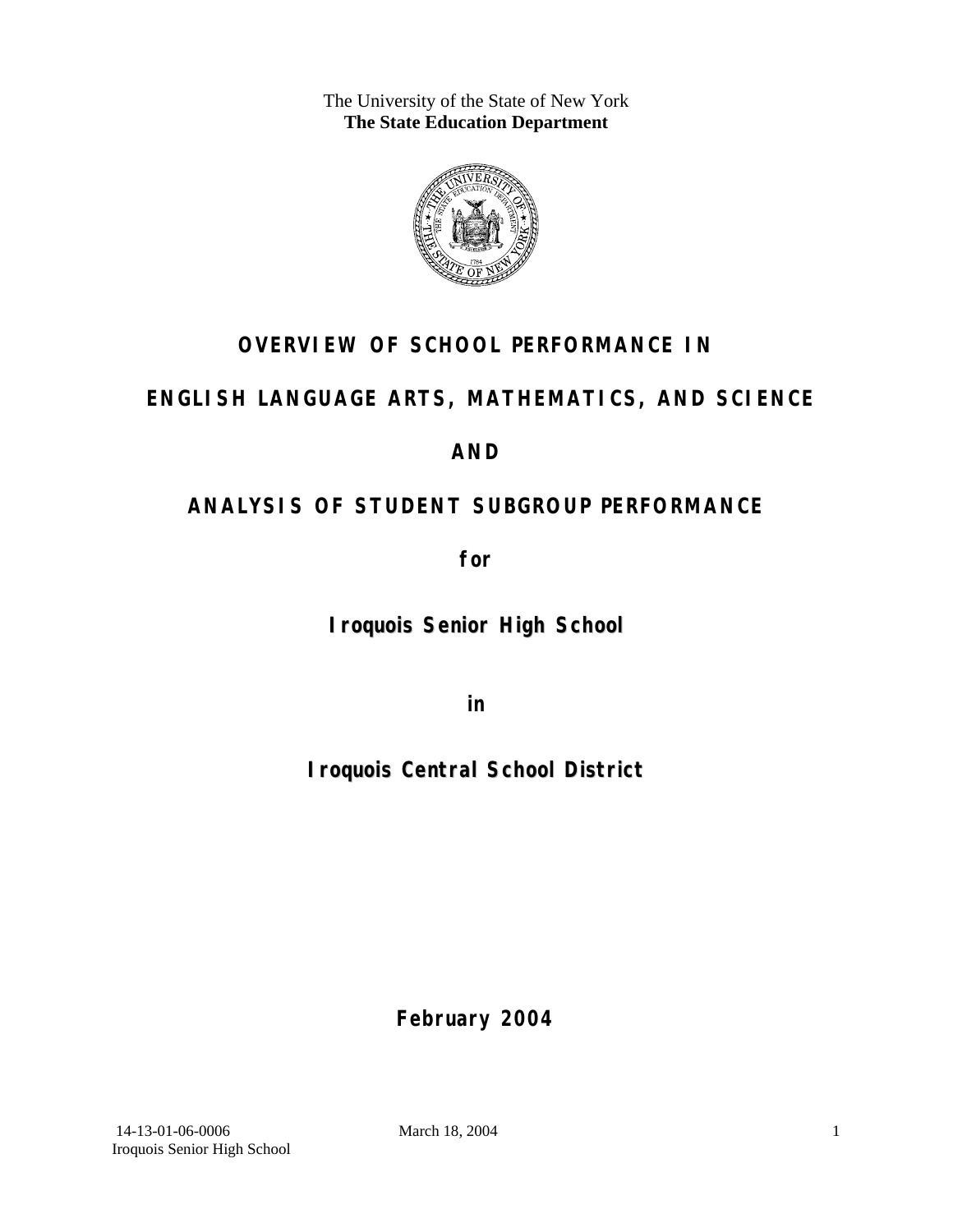The University of the State of New York
**The State Education Department**

# OVERVIEW OF SCHOOL PERFORMANCE IN

# ENGLISH LANGUAGE ARTS, MATHEMATICS, AND SCIENCE

# AND

# ANALYSIS OF STUDENT SUBGROUP PERFORMANCE

**for**

## Iroquois Senior High School

**in**

## Iroquois Central School District

**February 2004**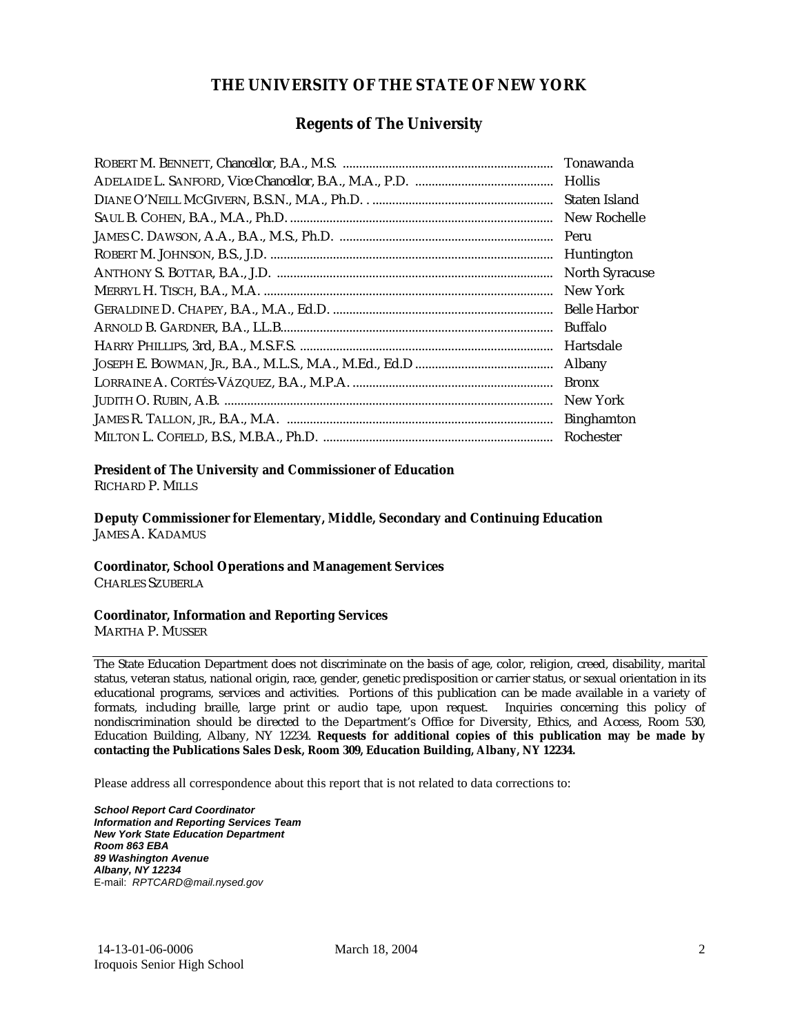# THE UNIVERSITY OF THE STATE OF NEW YORK

## Regents of The University

| | |
|---|---|
| ROBERT M. BENNETT, *Chancellor*, B.A., M.S. | Tonawanda |
| ADELAIDE L. SANFORD, *Vice Chancellor*, B.A., M.A., P.D. | Hollis |
| DIANE O'NEILL MCGIVERN, B.S.N., M.A., Ph.D. | Staten Island |
| SAUL B. COHEN, B.A., M.A., Ph.D. | New Rochelle |
| JAMES C. DAWSON, A.A., B.A., M.S., Ph.D. | Peru |
| ROBERT M. JOHNSON, B.S., J.D. | Huntington |
| ANTHONY S. BOTTAR, B.A., J.D. | North Syracuse |
| MERRYL H. TISCH, B.A., M.A. | New York |
| GERALDINE D. CHAPEY, B.A., M.A., Ed.D. | Belle Harbor |
| ARNOLD B. GARDNER, B.A., LL.B. | Buffalo |
| HARRY PHILLIPS, 3rd, B.A., M.S.F.S. | Hartsdale |
| JOSEPH E. BOWMAN, JR., B.A., M.L.S., M.A., M.Ed., Ed.D | Albany |
| LORRAINE A. CORTÉS-VÁZQUEZ, B.A., M.P.A. | Bronx |
| JUDITH O. RUBIN, A.B. | New York |
| JAMES R. TALLON, JR., B.A., M.A. | Binghamton |
| MILTON L. COFIELD, B.S., M.B.A., Ph.D. | Rochester |

**President of The University and Commissioner of Education**
RICHARD P. MILLS

**Deputy Commissioner for Elementary, Middle, Secondary and Continuing Education**
JAMES A. KADAMUS

**Coordinator, School Operations and Management Services**
CHARLES SZUBERLA

**Coordinator, Information and Reporting Services**
MARTHA P. MUSSER

---

The State Education Department does not discriminate on the basis of age, color, religion, creed, disability, marital status, veteran status, national origin, race, gender, genetic predisposition or carrier status, or sexual orientation in its educational programs, services and activities. Portions of this publication can be made available in a variety of formats, including braille, large print or audio tape, upon request. Inquiries concerning this policy of nondiscrimination should be directed to the Department's Office for Diversity, Ethics, and Access, Room 530, Education Building, Albany, NY 12234. **Requests for additional copies of this publication may be made by contacting the Publications Sales Desk, Room 309, Education Building, Albany, NY 12234.**

Please address all correspondence about this report that is not related to data corrections to:

***School Report Card Coordinator***
***Information and Reporting Services Team***
***New York State Education Department***
***Room 863 EBA***
***89 Washington Avenue***
***Albany, NY 12234***
E-mail: *RPTCARD@mail.nysed.gov*

14-13-01-06-0006
Iroquois Senior High School

March 18, 2004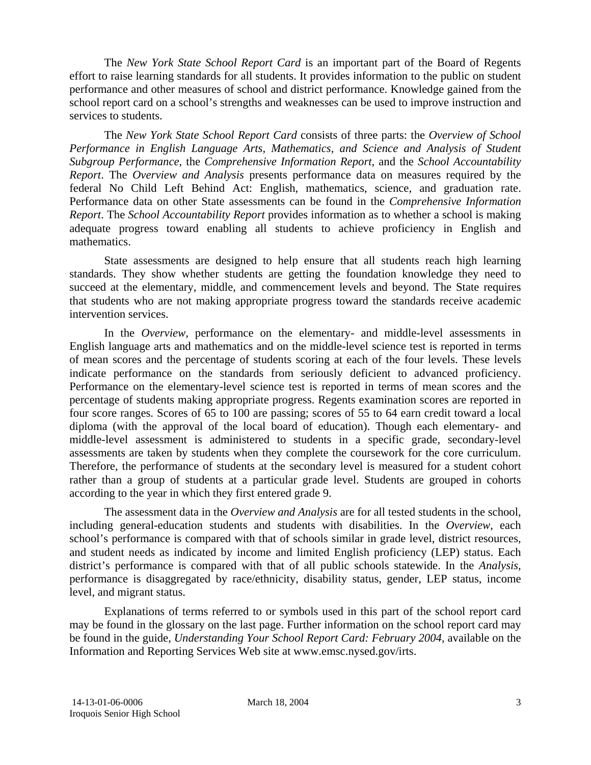The *New York State School Report Card* is an important part of the Board of Regents effort to raise learning standards for all students. It provides information to the public on student performance and other measures of school and district performance. Knowledge gained from the school report card on a school's strengths and weaknesses can be used to improve instruction and services to students.

The *New York State School Report Card* consists of three parts: the *Overview of School Performance in English Language Arts, Mathematics, and Science and Analysis of Student Subgroup Performance,* the *Comprehensive Information Report,* and the *School Accountability Report*. The *Overview and Analysis* presents performance data on measures required by the federal No Child Left Behind Act: English, mathematics, science, and graduation rate. Performance data on other State assessments can be found in the *Comprehensive Information Report*. The *School Accountability Report* provides information as to whether a school is making adequate progress toward enabling all students to achieve proficiency in English and mathematics.

State assessments are designed to help ensure that all students reach high learning standards. They show whether students are getting the foundation knowledge they need to succeed at the elementary, middle, and commencement levels and beyond. The State requires that students who are not making appropriate progress toward the standards receive academic intervention services.

In the *Overview*, performance on the elementary- and middle-level assessments in English language arts and mathematics and on the middle-level science test is reported in terms of mean scores and the percentage of students scoring at each of the four levels. These levels indicate performance on the standards from seriously deficient to advanced proficiency. Performance on the elementary-level science test is reported in terms of mean scores and the percentage of students making appropriate progress. Regents examination scores are reported in four score ranges. Scores of 65 to 100 are passing; scores of 55 to 64 earn credit toward a local diploma (with the approval of the local board of education). Though each elementary- and middle-level assessment is administered to students in a specific grade, secondary-level assessments are taken by students when they complete the coursework for the core curriculum. Therefore, the performance of students at the secondary level is measured for a student cohort rather than a group of students at a particular grade level. Students are grouped in cohorts according to the year in which they first entered grade 9.

The assessment data in the *Overview and Analysis* are for all tested students in the school, including general-education students and students with disabilities. In the *Overview*, each school's performance is compared with that of schools similar in grade level, district resources, and student needs as indicated by income and limited English proficiency (LEP) status. Each district's performance is compared with that of all public schools statewide. In the *Analysis*, performance is disaggregated by race/ethnicity, disability status, gender, LEP status, income level, and migrant status.

Explanations of terms referred to or symbols used in this part of the school report card may be found in the glossary on the last page. Further information on the school report card may be found in the guide, *Understanding Your School Report Card: February 2004*, available on the Information and Reporting Services Web site at www.emsc.nysed.gov/irts.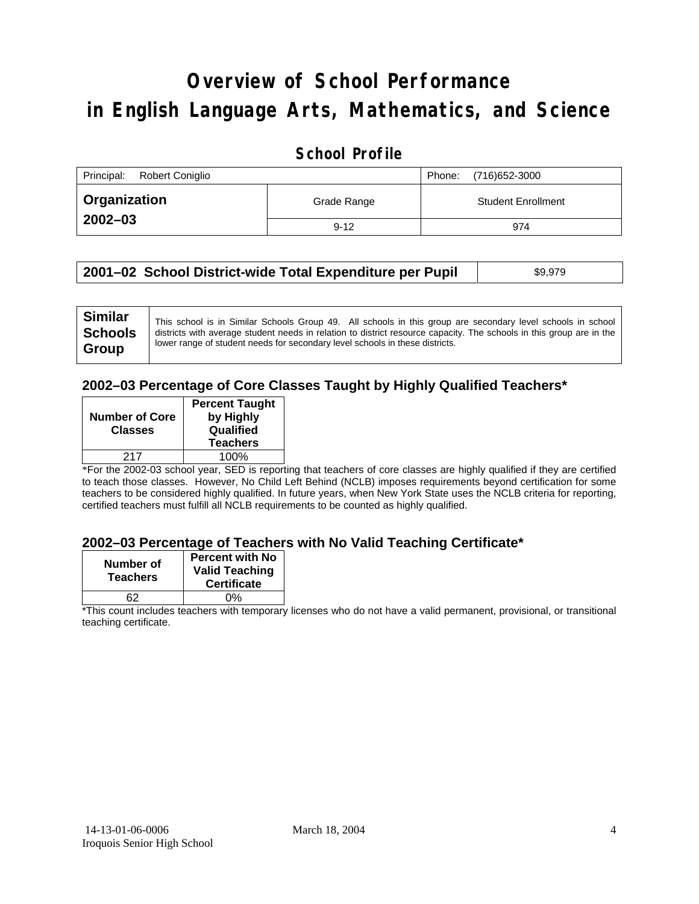// Overview of School Performance
# Overview of School Performance in English Language Arts, Mathematics, and Science

## School Profile

| Principal: Robert Coniglio | | Phone: (716)652-3000 |
|---|---|---|
| **Organization 2002–03** | Grade Range | Student Enrollment |
| | 9-12 | 974 |

| 2001–02 School District-wide Total Expenditure per Pupil | $9,979 |
|---|---|

| Similar Schools Group | This school is in Similar Schools Group 49. All schools in this group are secondary level schools in school districts with average student needs in relation to district resource capacity. The schools in this group are in the lower range of student needs for secondary level schools in these districts. |
|---|---|

### 2002–03 Percentage of Core Classes Taught by Highly Qualified Teachers*

| Number of Core Classes | Percent Taught by Highly Qualified Teachers |
|---|---|
| 217 | 100% |

*For the 2002-03 school year, SED is reporting that teachers of core classes are highly qualified if they are certified to teach those classes. However, No Child Left Behind (NCLB) imposes requirements beyond certification for some teachers to be considered highly qualified. In future years, when New York State uses the NCLB criteria for reporting, certified teachers must fulfill all NCLB requirements to be counted as highly qualified.

### 2002–03 Percentage of Teachers with No Valid Teaching Certificate*

| Number of Teachers | Percent with No Valid Teaching Certificate |
|---|---|
| 62 | 0% |

*This count includes teachers with temporary licenses who do not have a valid permanent, provisional, or transitional teaching certificate.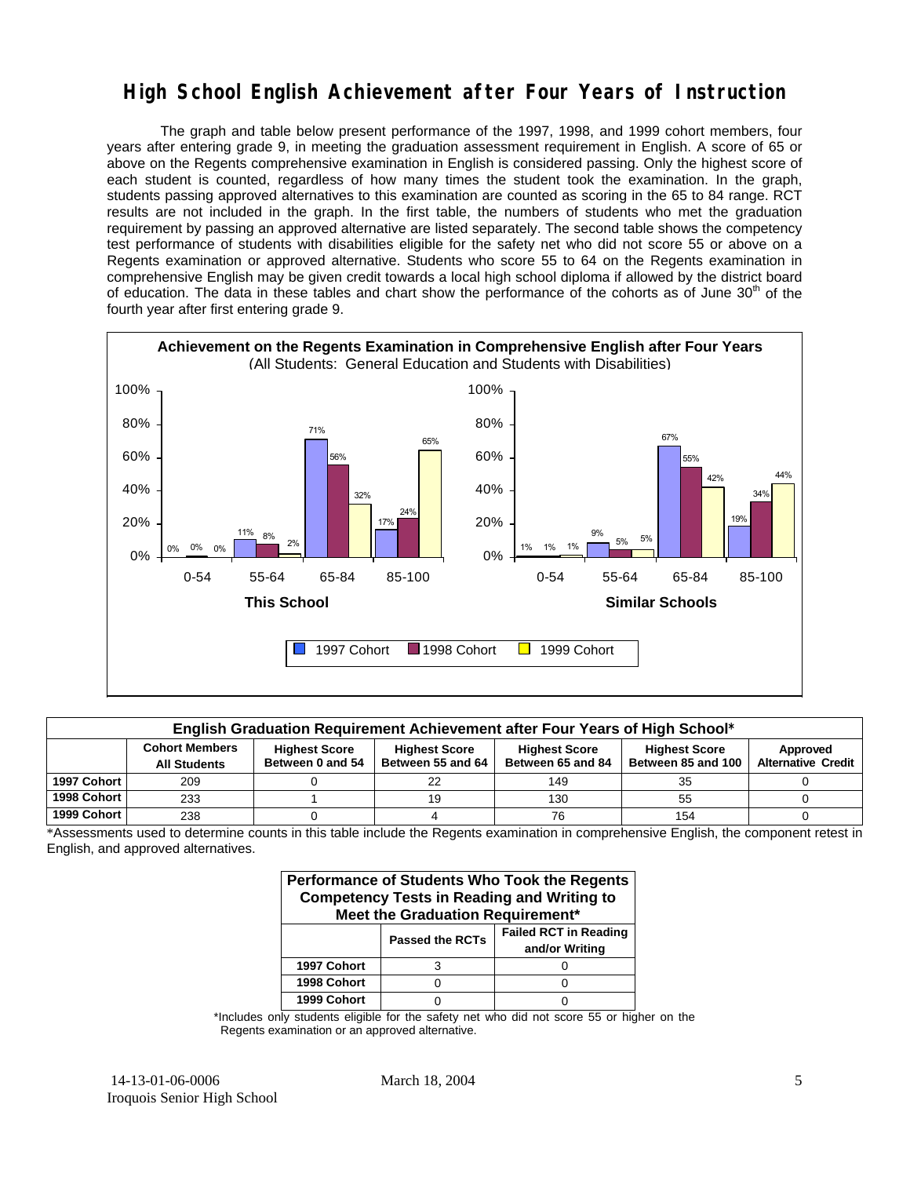# High School English Achievement after Four Years of Instruction

The graph and table below present performance of the 1997, 1998, and 1999 cohort members, four years after entering grade 9, in meeting the graduation assessment requirement in English. A score of 65 or above on the Regents comprehensive examination in English is considered passing. Only the highest score of each student is counted, regardless of how many times the student took the examination. In the graph, students passing approved alternatives to this examination are counted as scoring in the 65 to 84 range. RCT results are not included in the graph. In the first table, the numbers of students who met the graduation requirement by passing an approved alternative are listed separately. The second table shows the competency test performance of students with disabilities eligible for the safety net who did not score 55 or above on a Regents examination or approved alternative. Students who score 55 to 64 on the Regents examination in comprehensive English may be given credit towards a local high school diploma if allowed by the district board of education. The data in these tables and chart show the performance of the cohorts as of June 30th of the fourth year after first entering grade 9.

**Achievement on the Regents Examination in Comprehensive English after Four Years**
(All Students: General Education and Students with Disabilities)

**This School**

| Score | 1997 Cohort | 1998 Cohort | 1999 Cohort |
|---|---|---|---|
| 0-54 | 0% | 0% | 0% |
| 55-64 | 11% | 8% | 2% |
| 65-84 | 71% | 56% | 32% |
| 85-100 | 17% | 24% | 65% |

**Similar Schools**

| Score | 1997 Cohort | 1998 Cohort | 1999 Cohort |
|---|---|---|---|
| 0-54 | 1% | 1% | 1% |
| 55-64 | 9% | 5% | 5% |
| 65-84 | 67% | 55% | 42% |
| 85-100 | 19% | 34% | 44% |

**English Graduation Requirement Achievement after Four Years of High School***

| | Cohort Members All Students | Highest Score Between 0 and 54 | Highest Score Between 55 and 64 | Highest Score Between 65 and 84 | Highest Score Between 85 and 100 | Approved Alternative Credit |
|---|---|---|---|---|---|---|
| 1997 Cohort | 209 | 0 | 22 | 149 | 35 | 0 |
| 1998 Cohort | 233 | 1 | 19 | 130 | 55 | 0 |
| 1999 Cohort | 238 | 0 | 4 | 76 | 154 | 0 |

*Assessments used to determine counts in this table include the Regents examination in comprehensive English, the component retest in English, and approved alternatives.

**Performance of Students Who Took the Regents Competency Tests in Reading and Writing to Meet the Graduation Requirement***

| | Passed the RCTs | Failed RCT in Reading and/or Writing |
|---|---|---|
| 1997 Cohort | 3 | 0 |
| 1998 Cohort | 0 | 0 |
| 1999 Cohort | 0 | 0 |

*Includes only students eligible for the safety net who did not score 55 or higher on the Regents examination or an approved alternative.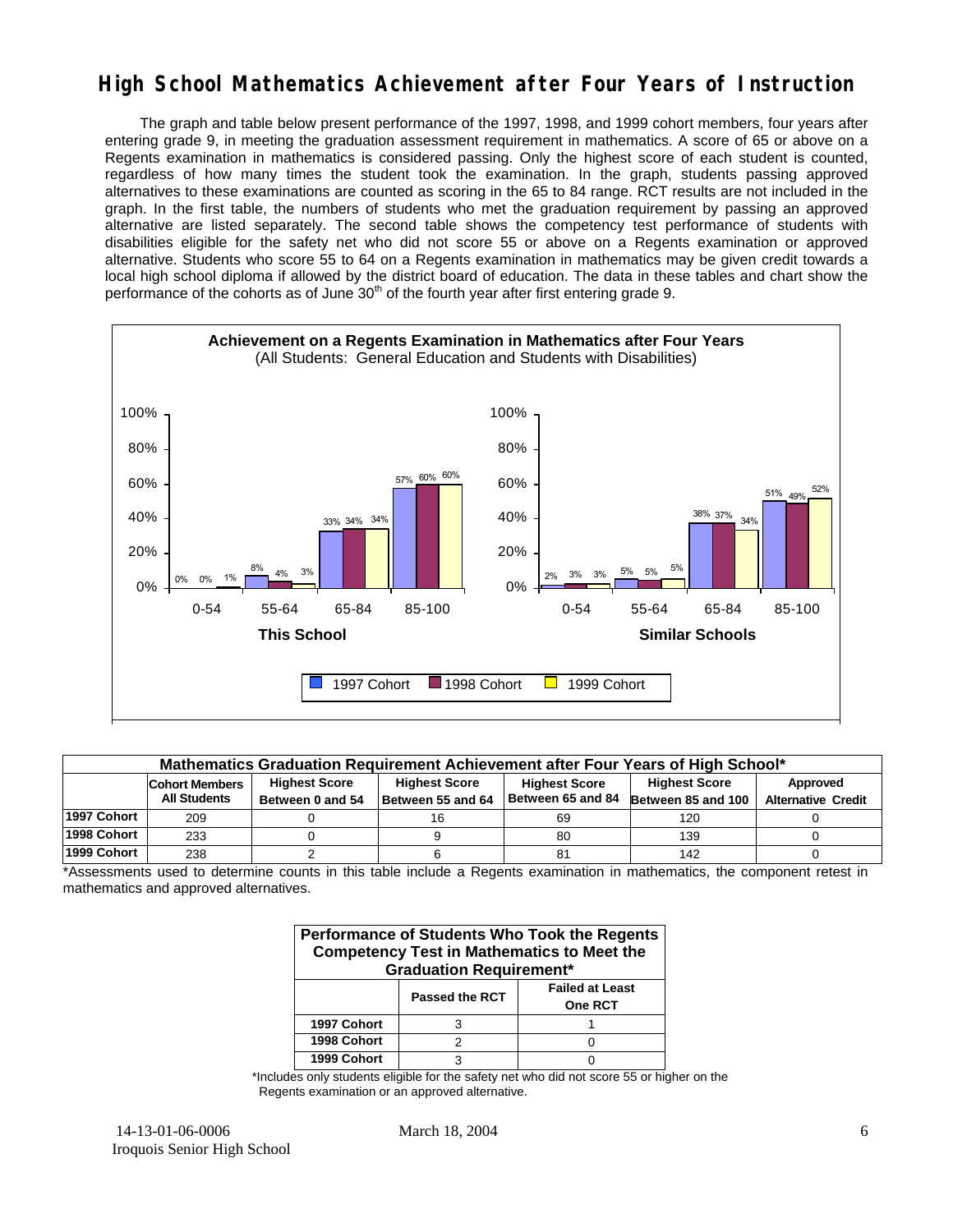# High School Mathematics Achievement after Four Years of Instruction

The graph and table below present performance of the 1997, 1998, and 1999 cohort members, four years after entering grade 9, in meeting the graduation assessment requirement in mathematics. A score of 65 or above on a Regents examination in mathematics is considered passing. Only the highest score of each student is counted, regardless of how many times the student took the examination. In the graph, students passing approved alternatives to these examinations are counted as scoring in the 65 to 84 range. RCT results are not included in the graph. In the first table, the numbers of students who met the graduation requirement by passing an approved alternative are listed separately. The second table shows the competency test performance of students with disabilities eligible for the safety net who did not score 55 or above on a Regents examination or approved alternative. Students who score 55 to 64 on a Regents examination in mathematics may be given credit towards a local high school diploma if allowed by the district board of education. The data in these tables and chart show the performance of the cohorts as of June 30th of the fourth year after first entering grade 9.

**Achievement on a Regents Examination in Mathematics after Four Years**
(All Students: General Education and Students with Disabilities)

**This School**

| Score Range | 1997 Cohort | 1998 Cohort | 1999 Cohort |
|---|---|---|---|
| 0-54 | 0% | 0% | 1% |
| 55-64 | 8% | 4% | 3% |
| 65-84 | 33% | 34% | 34% |
| 85-100 | 57% | 60% | 60% |

**Similar Schools**

| Score Range | 1997 Cohort | 1998 Cohort | 1999 Cohort |
|---|---|---|---|
| 0-54 | 2% | 3% | 3% |
| 55-64 | 5% | 5% | 5% |
| 65-84 | 38% | 37% | 34% |
| 85-100 | 51% | 49% | 52% |

**Mathematics Graduation Requirement Achievement after Four Years of High School***

| | Cohort Members All Students | Highest Score Between 0 and 54 | Highest Score Between 55 and 64 | Highest Score Between 65 and 84 | Highest Score Between 85 and 100 | Approved Alternative Credit |
|---|---|---|---|---|---|---|
| 1997 Cohort | 209 | 0 | 16 | 69 | 120 | 0 |
| 1998 Cohort | 233 | 0 | 9 | 80 | 139 | 0 |
| 1999 Cohort | 238 | 2 | 6 | 81 | 142 | 0 |

*Assessments used to determine counts in this table include a Regents examination in mathematics, the component retest in mathematics and approved alternatives.

**Performance of Students Who Took the Regents Competency Test in Mathematics to Meet the Graduation Requirement***

| | Passed the RCT | Failed at Least One RCT |
|---|---|---|
| 1997 Cohort | 3 | 1 |
| 1998 Cohort | 2 | 0 |
| 1999 Cohort | 3 | 0 |

*Includes only students eligible for the safety net who did not score 55 or higher on the Regents examination or an approved alternative.

14-13-01-06-0006 March 18, 2004
Iroquois Senior High School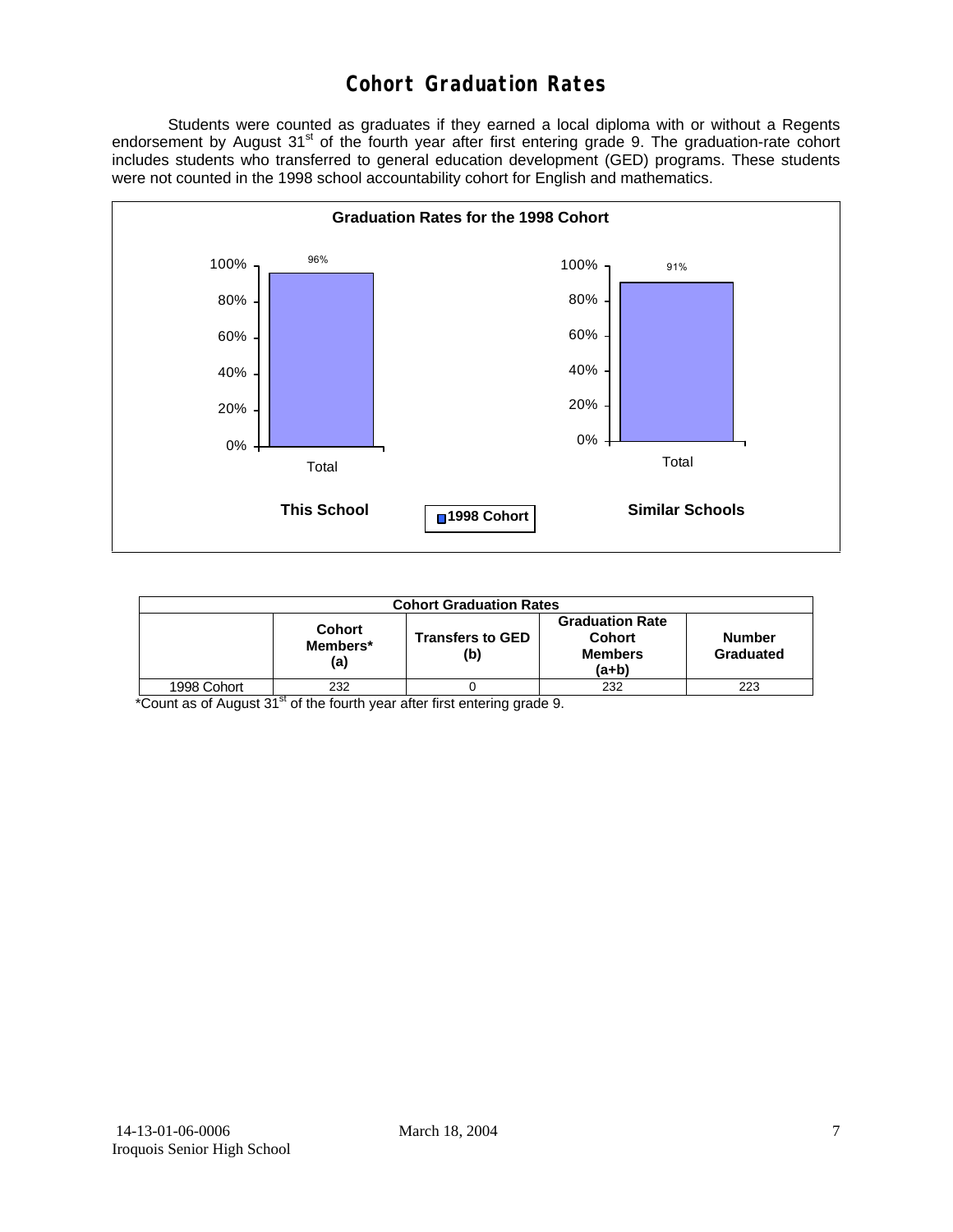# Cohort Graduation Rates

Students were counted as graduates if they earned a local diploma with or without a Regents endorsement by August 31st of the fourth year after first entering grade 9. The graduation-rate cohort includes students who transferred to general education development (GED) programs. These students were not counted in the 1998 school accountability cohort for English and mathematics.

**Graduation Rates for the 1998 Cohort**

| | This School | Similar Schools |
|---|---|---|
| Total (1998 Cohort) | 96% | 91% |

| Cohort Graduation Rates | | | | |
|---|---|---|---|---|
| | Cohort Members* (a) | Transfers to GED (b) | Graduation Rate Cohort Members (a+b) | Number Graduated |
| 1998 Cohort | 232 | 0 | 232 | 223 |

*Count as of August 31st of the fourth year after first entering grade 9.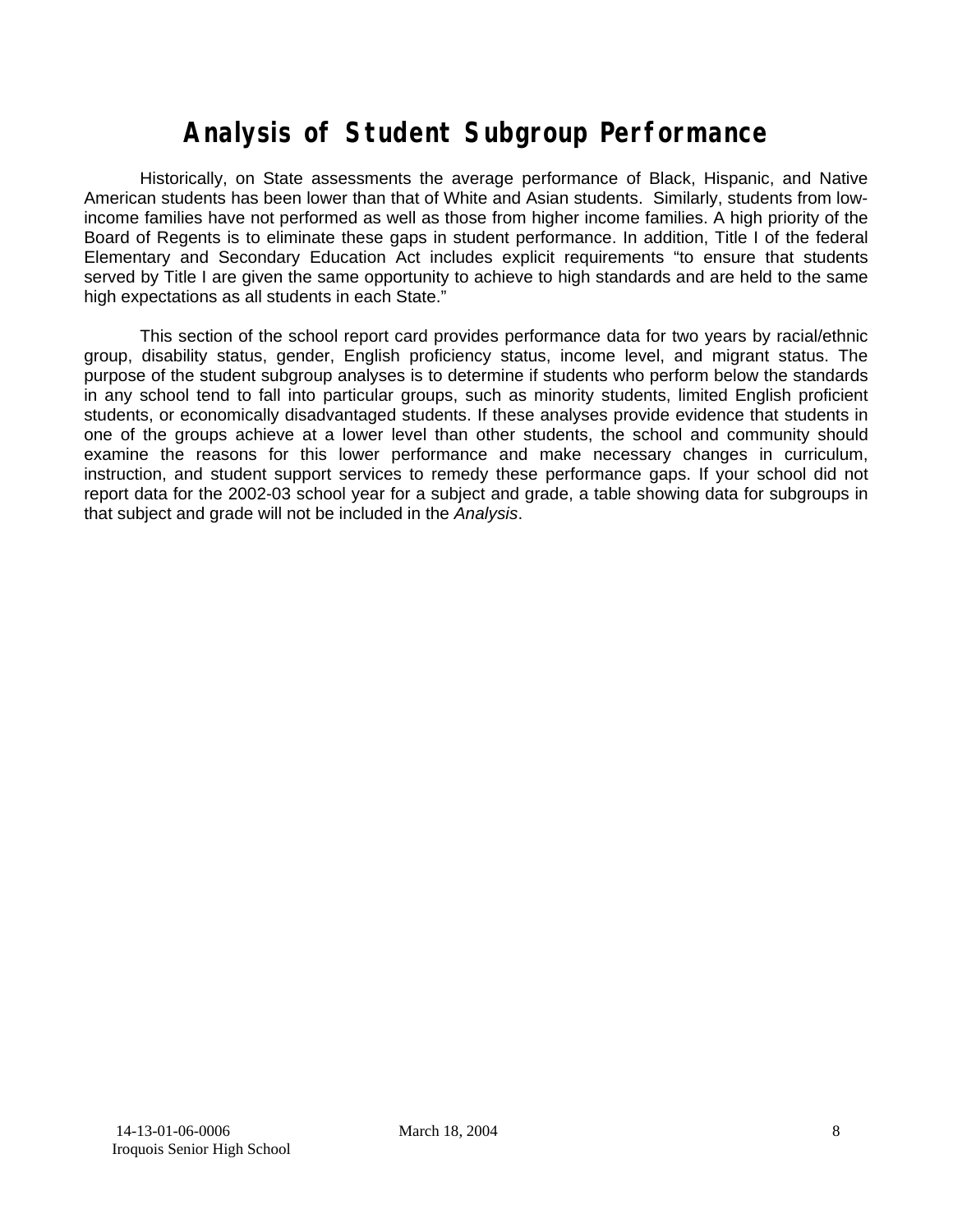# Analysis of Student Subgroup Performance

Historically, on State assessments the average performance of Black, Hispanic, and Native American students has been lower than that of White and Asian students. Similarly, students from low-income families have not performed as well as those from higher income families. A high priority of the Board of Regents is to eliminate these gaps in student performance. In addition, Title I of the federal Elementary and Secondary Education Act includes explicit requirements "to ensure that students served by Title I are given the same opportunity to achieve to high standards and are held to the same high expectations as all students in each State."

This section of the school report card provides performance data for two years by racial/ethnic group, disability status, gender, English proficiency status, income level, and migrant status. The purpose of the student subgroup analyses is to determine if students who perform below the standards in any school tend to fall into particular groups, such as minority students, limited English proficient students, or economically disadvantaged students. If these analyses provide evidence that students in one of the groups achieve at a lower level than other students, the school and community should examine the reasons for this lower performance and make necessary changes in curriculum, instruction, and student support services to remedy these performance gaps. If your school did not report data for the 2002-03 school year for a subject and grade, a table showing data for subgroups in that subject and grade will not be included in the *Analysis*.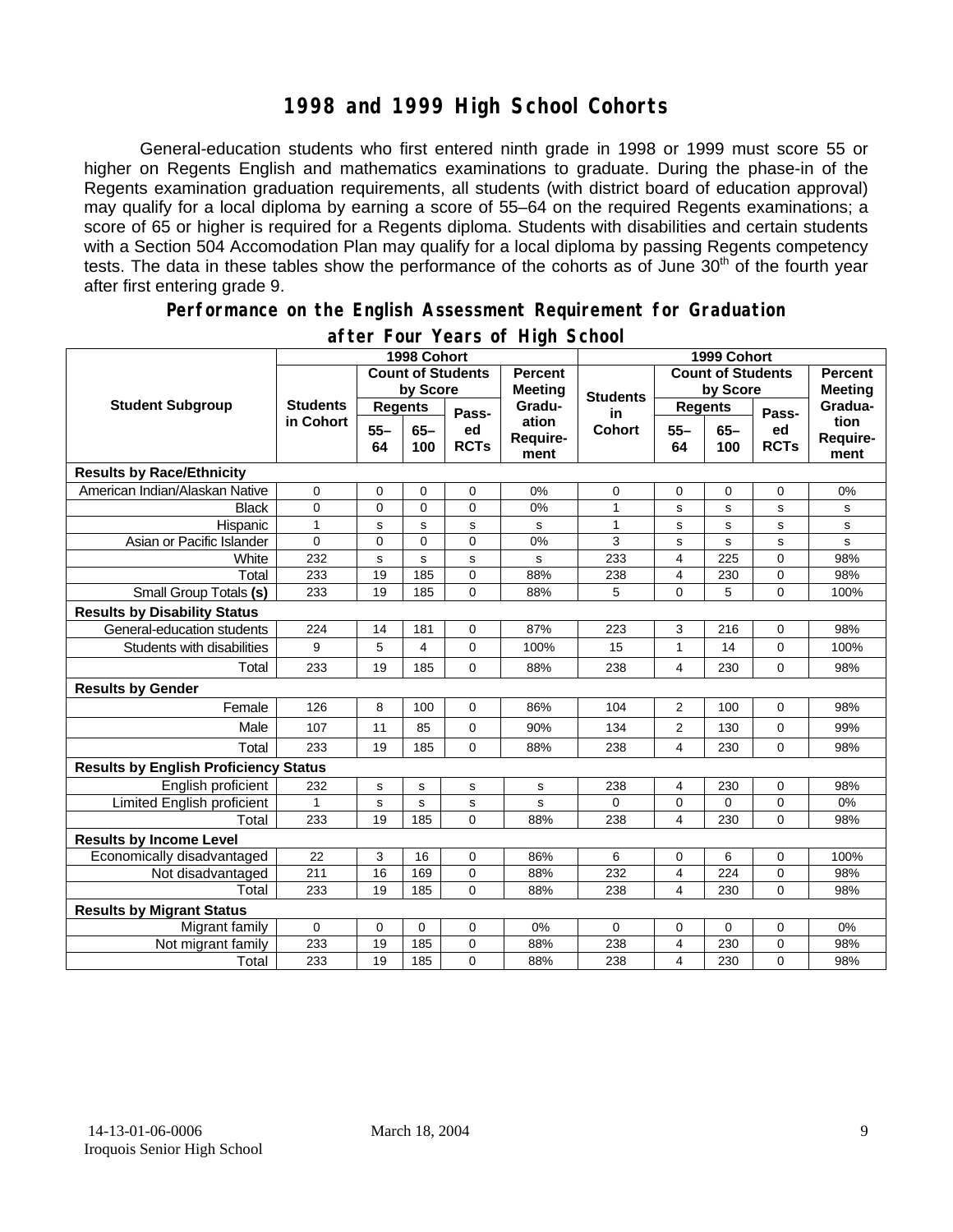# 1998 and 1999 High School Cohorts

General-education students who first entered ninth grade in 1998 or 1999 must score 55 or higher on Regents English and mathematics examinations to graduate. During the phase-in of the Regents examination graduation requirements, all students (with district board of education approval) may qualify for a local diploma by earning a score of 55–64 on the required Regents examinations; a score of 65 or higher is required for a Regents diploma. Students with disabilities and certain students with a Section 504 Accomodation Plan may qualify for a local diploma by passing Regents competency tests. The data in these tables show the performance of the cohorts as of June 30th of the fourth year after first entering grade 9.

## Performance on the English Assessment Requirement for Graduation after Four Years of High School

| Student Subgroup | 1998 Cohort | | | | | 1999 Cohort | | | | |
|---|---|---|---|---|---|---|---|---|---|---|
| | Students in Cohort | Count of Students by Score | | | Percent Meeting Graduation Requirement | Students in Cohort | Count of Students by Score | | | Percent Meeting Graduation Requirement |
| | | Regents 55–64 | Regents 65–100 | Passed RCTs | | | Regents 55–64 | Regents 65–100 | Passed RCTs | |
| **Results by Race/Ethnicity** | | | | | | | | | | |
| American Indian/Alaskan Native | 0 | 0 | 0 | 0 | 0% | 0 | 0 | 0 | 0 | 0% |
| Black | 0 | 0 | 0 | 0 | 0% | 1 | s | s | s | s |
| Hispanic | 1 | s | s | s | s | 1 | s | s | s | s |
| Asian or Pacific Islander | 0 | 0 | 0 | 0 | 0% | 3 | s | s | s | s |
| White | 232 | s | s | s | s | 233 | 4 | 225 | 0 | 98% |
| Total | 233 | 19 | 185 | 0 | 88% | 238 | 4 | 230 | 0 | 98% |
| Small Group Totals **(s)** | 233 | 19 | 185 | 0 | 88% | 5 | 0 | 5 | 0 | 100% |
| **Results by Disability Status** | | | | | | | | | | |
| General-education students | 224 | 14 | 181 | 0 | 87% | 223 | 3 | 216 | 0 | 98% |
| Students with disabilities | 9 | 5 | 4 | 0 | 100% | 15 | 1 | 14 | 0 | 100% |
| Total | 233 | 19 | 185 | 0 | 88% | 238 | 4 | 230 | 0 | 98% |
| **Results by Gender** | | | | | | | | | | |
| Female | 126 | 8 | 100 | 0 | 86% | 104 | 2 | 100 | 0 | 98% |
| Male | 107 | 11 | 85 | 0 | 90% | 134 | 2 | 130 | 0 | 99% |
| Total | 233 | 19 | 185 | 0 | 88% | 238 | 4 | 230 | 0 | 98% |
| **Results by English Proficiency Status** | | | | | | | | | | |
| English proficient | 232 | s | s | s | s | 238 | 4 | 230 | 0 | 98% |
| Limited English proficient | 1 | s | s | s | s | 0 | 0 | 0 | 0 | 0% |
| Total | 233 | 19 | 185 | 0 | 88% | 238 | 4 | 230 | 0 | 98% |
| **Results by Income Level** | | | | | | | | | | |
| Economically disadvantaged | 22 | 3 | 16 | 0 | 86% | 6 | 0 | 6 | 0 | 100% |
| Not disadvantaged | 211 | 16 | 169 | 0 | 88% | 232 | 4 | 224 | 0 | 98% |
| Total | 233 | 19 | 185 | 0 | 88% | 238 | 4 | 230 | 0 | 98% |
| **Results by Migrant Status** | | | | | | | | | | |
| Migrant family | 0 | 0 | 0 | 0 | 0% | 0 | 0 | 0 | 0 | 0% |
| Not migrant family | 233 | 19 | 185 | 0 | 88% | 238 | 4 | 230 | 0 | 98% |
| Total | 233 | 19 | 185 | 0 | 88% | 238 | 4 | 230 | 0 | 98% |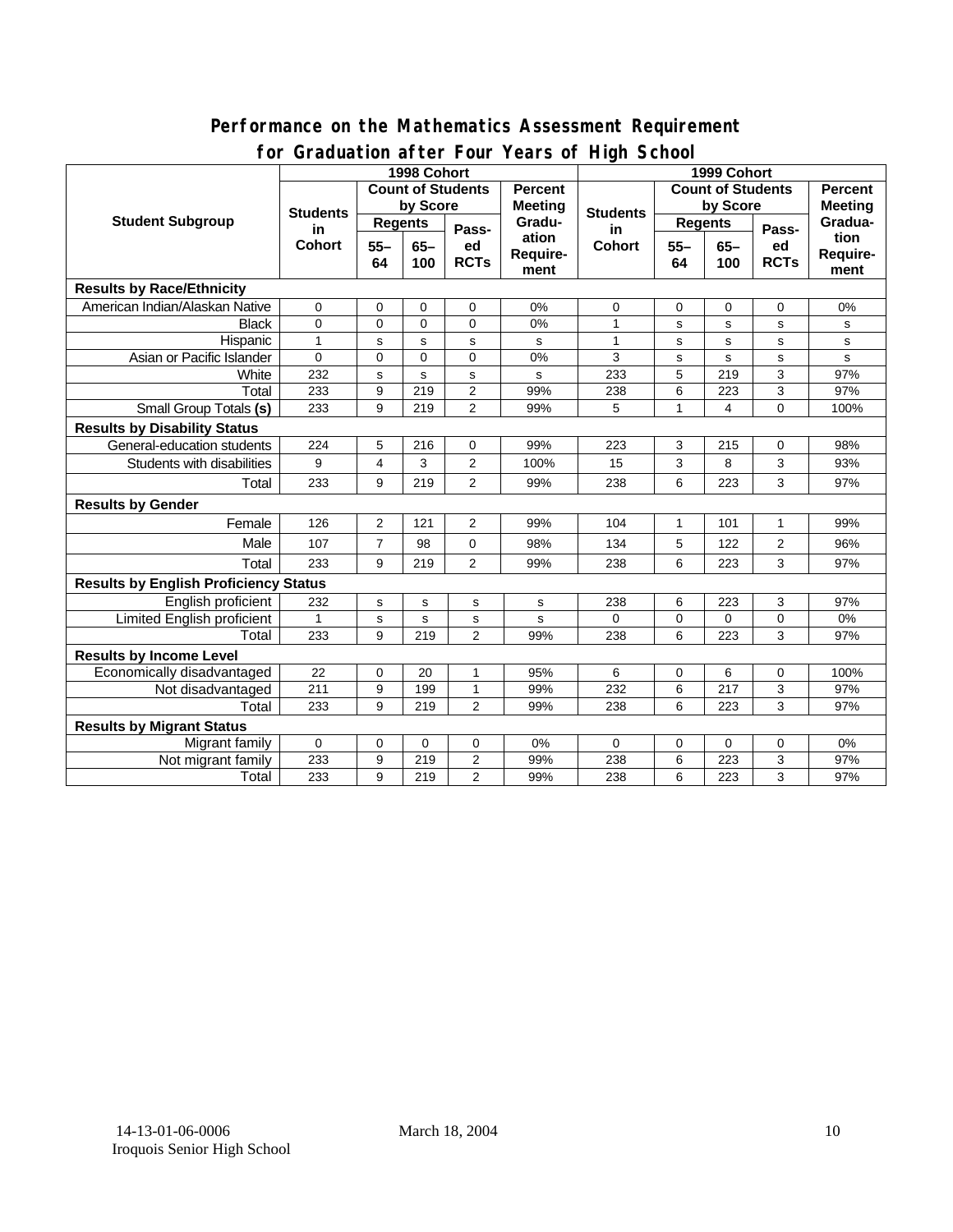## Performance on the Mathematics Assessment Requirement for Graduation after Four Years of High School

| Student Subgroup | 1998 Cohort | | | | | 1999 Cohort | | | | |
|---|---|---|---|---|---|---|---|---|---|---|
| | Students in Cohort | Count of Students by Score | | | Percent Meeting Graduation Requirement | Students in Cohort | Count of Students by Score | | | Percent Meeting Graduation Requirement |
| | | Regents | | Passed RCTs | | | Regents | | Passed RCTs | |
| | | 55–64 | 65–100 | | | | 55–64 | 65–100 | | |
| **Results by Race/Ethnicity** | | | | | | | | | | |
| American Indian/Alaskan Native | 0 | 0 | 0 | 0 | 0% | 0 | 0 | 0 | 0 | 0% |
| Black | 0 | 0 | 0 | 0 | 0% | 1 | s | s | s | s |
| Hispanic | 1 | s | s | s | s | 1 | s | s | s | s |
| Asian or Pacific Islander | 0 | 0 | 0 | 0 | 0% | 3 | s | s | s | s |
| White | 232 | s | s | s | s | 233 | 5 | 219 | 3 | 97% |
| Total | 233 | 9 | 219 | 2 | 99% | 238 | 6 | 223 | 3 | 97% |
| Small Group Totals **(s)** | 233 | 9 | 219 | 2 | 99% | 5 | 1 | 4 | 0 | 100% |
| **Results by Disability Status** | | | | | | | | | | |
| General-education students | 224 | 5 | 216 | 0 | 99% | 223 | 3 | 215 | 0 | 98% |
| Students with disabilities | 9 | 4 | 3 | 2 | 100% | 15 | 3 | 8 | 3 | 93% |
| Total | 233 | 9 | 219 | 2 | 99% | 238 | 6 | 223 | 3 | 97% |
| **Results by Gender** | | | | | | | | | | |
| Female | 126 | 2 | 121 | 2 | 99% | 104 | 1 | 101 | 1 | 99% |
| Male | 107 | 7 | 98 | 0 | 98% | 134 | 5 | 122 | 2 | 96% |
| Total | 233 | 9 | 219 | 2 | 99% | 238 | 6 | 223 | 3 | 97% |
| **Results by English Proficiency Status** | | | | | | | | | | |
| English proficient | 232 | s | s | s | s | 238 | 6 | 223 | 3 | 97% |
| Limited English proficient | 1 | s | s | s | s | 0 | 0 | 0 | 0 | 0% |
| Total | 233 | 9 | 219 | 2 | 99% | 238 | 6 | 223 | 3 | 97% |
| **Results by Income Level** | | | | | | | | | | |
| Economically disadvantaged | 22 | 0 | 20 | 1 | 95% | 6 | 0 | 6 | 0 | 100% |
| Not disadvantaged | 211 | 9 | 199 | 1 | 99% | 232 | 6 | 217 | 3 | 97% |
| Total | 233 | 9 | 219 | 2 | 99% | 238 | 6 | 223 | 3 | 97% |
| **Results by Migrant Status** | | | | | | | | | | |
| Migrant family | 0 | 0 | 0 | 0 | 0% | 0 | 0 | 0 | 0 | 0% |
| Not migrant family | 233 | 9 | 219 | 2 | 99% | 238 | 6 | 223 | 3 | 97% |
| Total | 233 | 9 | 219 | 2 | 99% | 238 | 6 | 223 | 3 | 97% |

14-13-01-06-0006 March 18, 2004
Iroquois Senior High School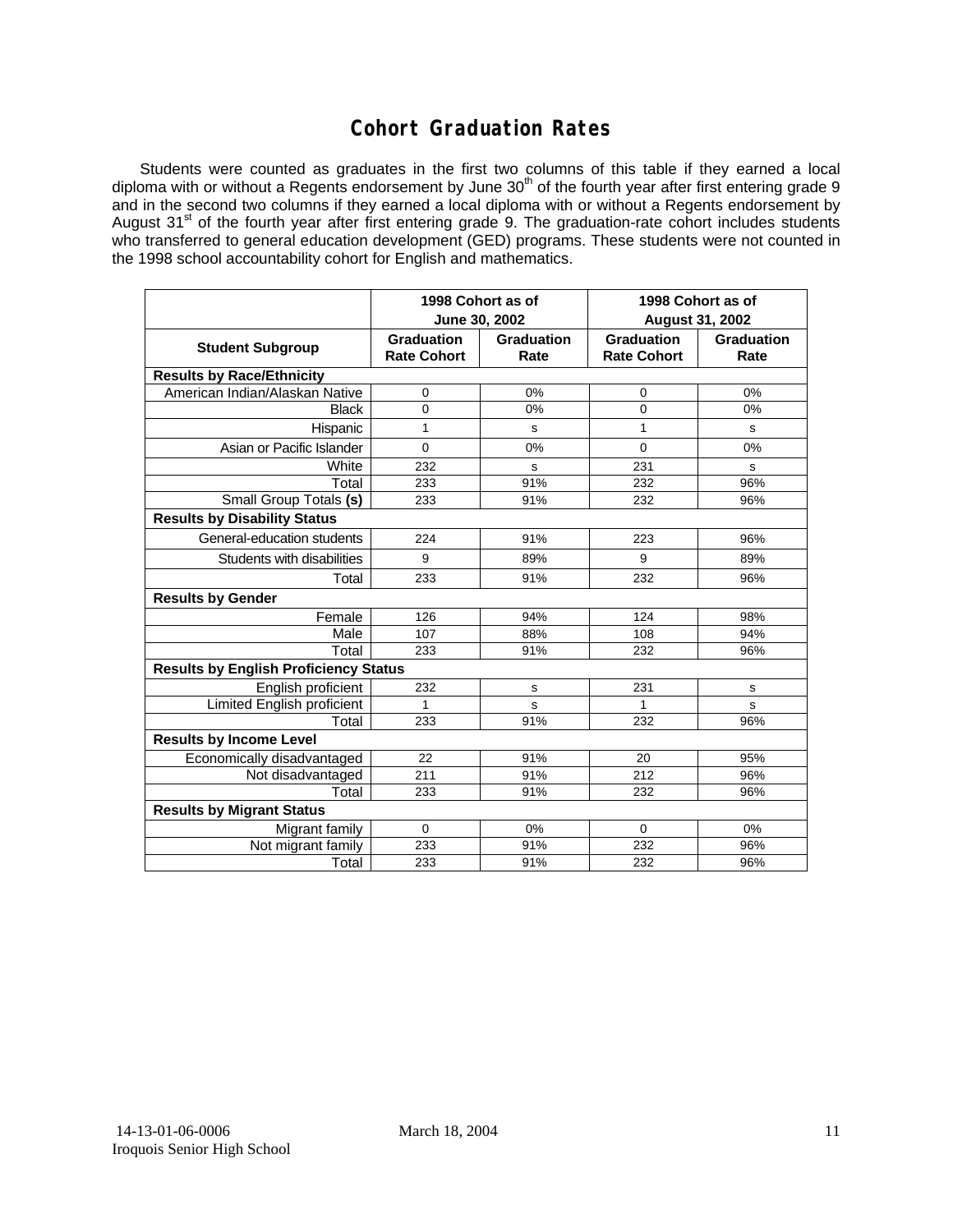# Cohort Graduation Rates

Students were counted as graduates in the first two columns of this table if they earned a local diploma with or without a Regents endorsement by June 30th of the fourth year after first entering grade 9 and in the second two columns if they earned a local diploma with or without a Regents endorsement by August 31st of the fourth year after first entering grade 9. The graduation-rate cohort includes students who transferred to general education development (GED) programs. These students were not counted in the 1998 school accountability cohort for English and mathematics.

| | 1998 Cohort as of June 30, 2002 | | 1998 Cohort as of August 31, 2002 | |
|---|---|---|---|---|
| **Student Subgroup** | **Graduation Rate Cohort** | **Graduation Rate** | **Graduation Rate Cohort** | **Graduation Rate** |
| **Results by Race/Ethnicity** | | | | |
| American Indian/Alaskan Native | 0 | 0% | 0 | 0% |
| Black | 0 | 0% | 0 | 0% |
| Hispanic | 1 | s | 1 | s |
| Asian or Pacific Islander | 0 | 0% | 0 | 0% |
| White | 232 | s | 231 | s |
| Total | 233 | 91% | 232 | 96% |
| Small Group Totals **(s)** | 233 | 91% | 232 | 96% |
| **Results by Disability Status** | | | | |
| General-education students | 224 | 91% | 223 | 96% |
| Students with disabilities | 9 | 89% | 9 | 89% |
| Total | 233 | 91% | 232 | 96% |
| **Results by Gender** | | | | |
| Female | 126 | 94% | 124 | 98% |
| Male | 107 | 88% | 108 | 94% |
| Total | 233 | 91% | 232 | 96% |
| **Results by English Proficiency Status** | | | | |
| English proficient | 232 | s | 231 | s |
| Limited English proficient | 1 | s | 1 | s |
| Total | 233 | 91% | 232 | 96% |
| **Results by Income Level** | | | | |
| Economically disadvantaged | 22 | 91% | 20 | 95% |
| Not disadvantaged | 211 | 91% | 212 | 96% |
| Total | 233 | 91% | 232 | 96% |
| **Results by Migrant Status** | | | | |
| Migrant family | 0 | 0% | 0 | 0% |
| Not migrant family | 233 | 91% | 232 | 96% |
| Total | 233 | 91% | 232 | 96% |

14-13-01-06-0006 March 18, 2004
Iroquois Senior High School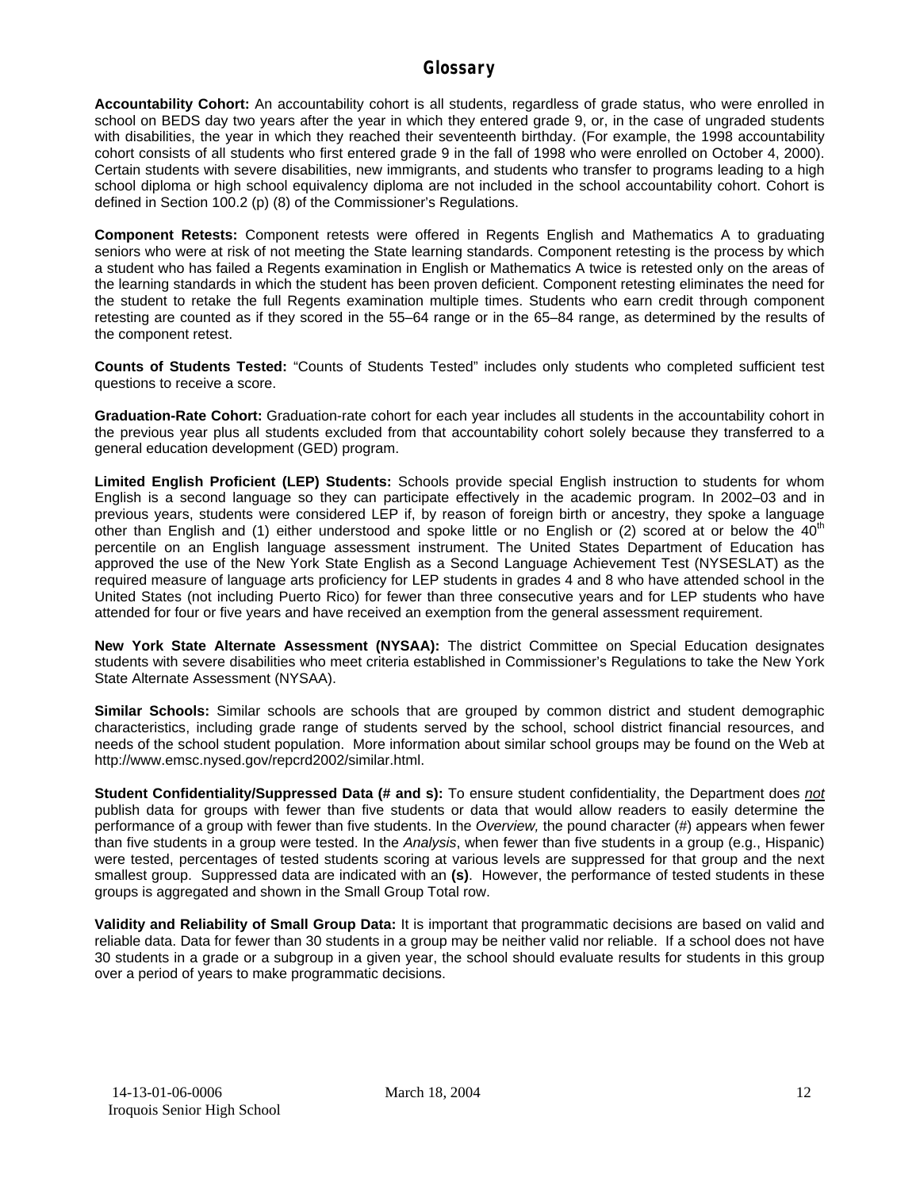## Glossary

**Accountability Cohort:** An accountability cohort is all students, regardless of grade status, who were enrolled in school on BEDS day two years after the year in which they entered grade 9, or, in the case of ungraded students with disabilities, the year in which they reached their seventeenth birthday. (For example, the 1998 accountability cohort consists of all students who first entered grade 9 in the fall of 1998 who were enrolled on October 4, 2000). Certain students with severe disabilities, new immigrants, and students who transfer to programs leading to a high school diploma or high school equivalency diploma are not included in the school accountability cohort. Cohort is defined in Section 100.2 (p) (8) of the Commissioner's Regulations.

**Component Retests:** Component retests were offered in Regents English and Mathematics A to graduating seniors who were at risk of not meeting the State learning standards. Component retesting is the process by which a student who has failed a Regents examination in English or Mathematics A twice is retested only on the areas of the learning standards in which the student has been proven deficient. Component retesting eliminates the need for the student to retake the full Regents examination multiple times. Students who earn credit through component retesting are counted as if they scored in the 55–64 range or in the 65–84 range, as determined by the results of the component retest.

**Counts of Students Tested:** "Counts of Students Tested" includes only students who completed sufficient test questions to receive a score.

**Graduation-Rate Cohort:** Graduation-rate cohort for each year includes all students in the accountability cohort in the previous year plus all students excluded from that accountability cohort solely because they transferred to a general education development (GED) program.

**Limited English Proficient (LEP) Students:** Schools provide special English instruction to students for whom English is a second language so they can participate effectively in the academic program. In 2002–03 and in previous years, students were considered LEP if, by reason of foreign birth or ancestry, they spoke a language other than English and (1) either understood and spoke little or no English or (2) scored at or below the 40th percentile on an English language assessment instrument. The United States Department of Education has approved the use of the New York State English as a Second Language Achievement Test (NYSESLAT) as the required measure of language arts proficiency for LEP students in grades 4 and 8 who have attended school in the United States (not including Puerto Rico) for fewer than three consecutive years and for LEP students who have attended for four or five years and have received an exemption from the general assessment requirement.

**New York State Alternate Assessment (NYSAA):** The district Committee on Special Education designates students with severe disabilities who meet criteria established in Commissioner's Regulations to take the New York State Alternate Assessment (NYSAA).

**Similar Schools:** Similar schools are schools that are grouped by common district and student demographic characteristics, including grade range of students served by the school, school district financial resources, and needs of the school student population. More information about similar school groups may be found on the Web at http://www.emsc.nysed.gov/repcrd2002/similar.html.

**Student Confidentiality/Suppressed Data (# and s):** To ensure student confidentiality, the Department does *not* publish data for groups with fewer than five students or data that would allow readers to easily determine the performance of a group with fewer than five students. In the *Overview,* the pound character (#) appears when fewer than five students in a group were tested. In the *Analysis*, when fewer than five students in a group (e.g., Hispanic) were tested, percentages of tested students scoring at various levels are suppressed for that group and the next smallest group. Suppressed data are indicated with an **(s)**. However, the performance of tested students in these groups is aggregated and shown in the Small Group Total row.

**Validity and Reliability of Small Group Data:** It is important that programmatic decisions are based on valid and reliable data. Data for fewer than 30 students in a group may be neither valid nor reliable. If a school does not have 30 students in a grade or a subgroup in a given year, the school should evaluate results for students in this group over a period of years to make programmatic decisions.